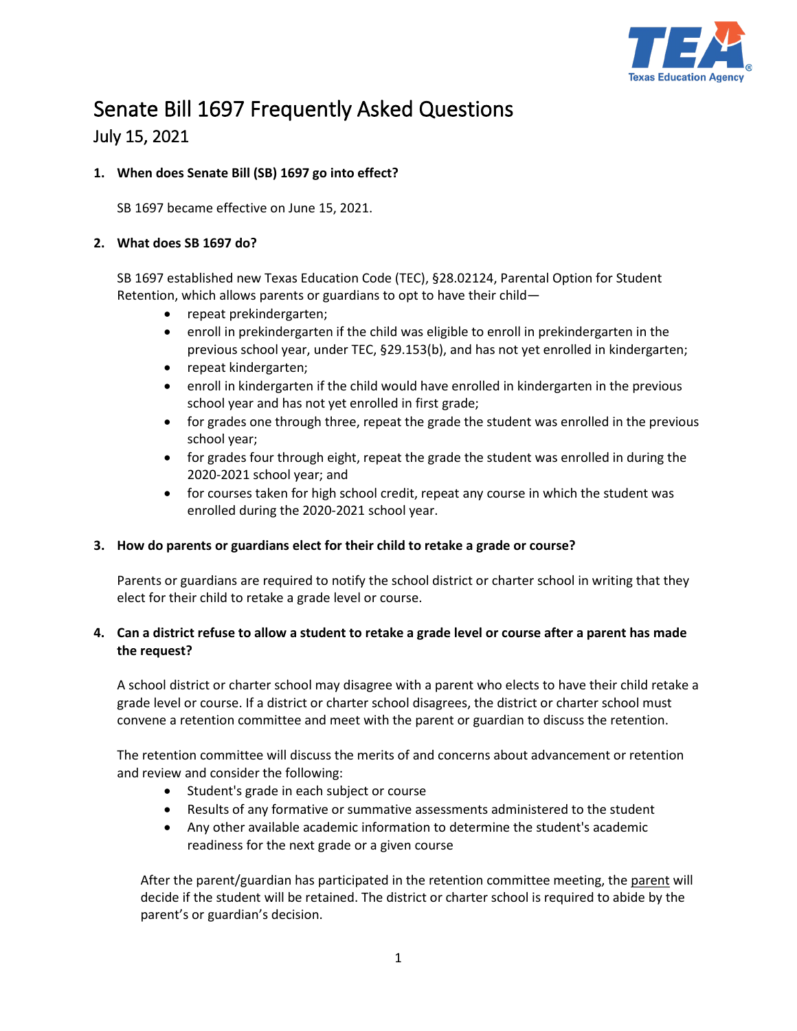# Senate Bill 1697 Frequently Asked Questions

## July 15, 2021

1. **When does Senate Bill (SB) 1697 go into effect?**

   SB 1697 became effective on June 15, 2021.

2. **What does SB 1697 do?**

   SB 1697 established new Texas Education Code (TEC), §28.02124, Parental Option for Student Retention, which allows parents or guardians to opt to have their child—

   - repeat prekindergarten;
   - enroll in prekindergarten if the child was eligible to enroll in prekindergarten in the previous school year, under TEC, §29.153(b), and has not yet enrolled in kindergarten;
   - repeat kindergarten;
   - enroll in kindergarten if the child would have enrolled in kindergarten in the previous school year and has not yet enrolled in first grade;
   - for grades one through three, repeat the grade the student was enrolled in the previous school year;
   - for grades four through eight, repeat the grade the student was enrolled in during the 2020-2021 school year; and
   - for courses taken for high school credit, repeat any course in which the student was enrolled during the 2020-2021 school year.

3. **How do parents or guardians elect for their child to retake a grade or course?**

   Parents or guardians are required to notify the school district or charter school in writing that they elect for their child to retake a grade level or course.

4. **Can a district refuse to allow a student to retake a grade level or course after a parent has made the request?**

   A school district or charter school may disagree with a parent who elects to have their child retake a grade level or course. If a district or charter school disagrees, the district or charter school must convene a retention committee and meet with the parent or guardian to discuss the retention.

   The retention committee will discuss the merits of and concerns about advancement or retention and review and consider the following:

   - Student's grade in each subject or course
   - Results of any formative or summative assessments administered to the student
   - Any other available academic information to determine the student's academic readiness for the next grade or a given course

   After the parent/guardian has participated in the retention committee meeting, the parent will decide if the student will be retained. The district or charter school is required to abide by the parent's or guardian's decision.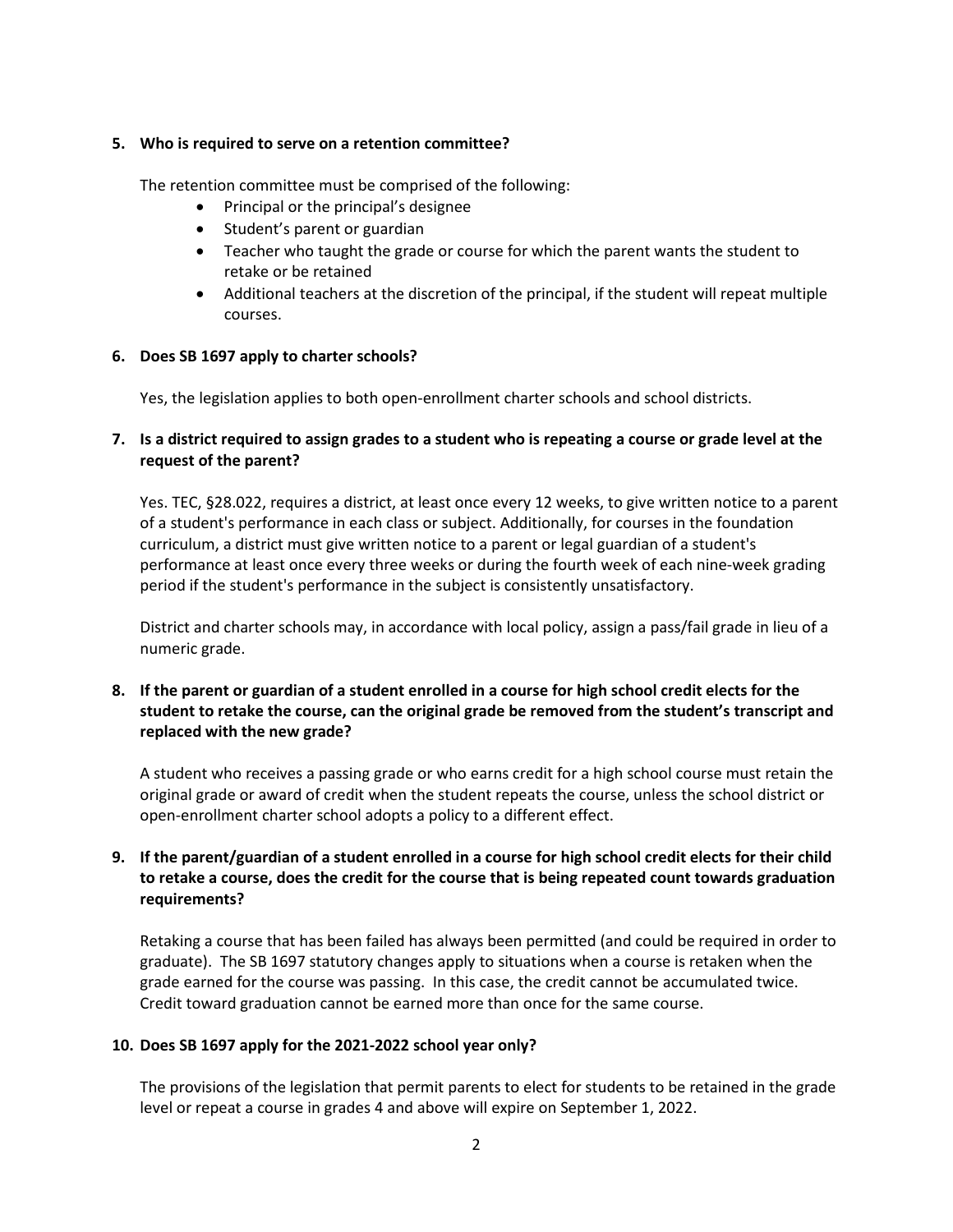**5. Who is required to serve on a retention committee?**

The retention committee must be comprised of the following:

- Principal or the principal's designee
- Student's parent or guardian
- Teacher who taught the grade or course for which the parent wants the student to retake or be retained
- Additional teachers at the discretion of the principal, if the student will repeat multiple courses.

**6. Does SB 1697 apply to charter schools?**

Yes, the legislation applies to both open-enrollment charter schools and school districts.

**7. Is a district required to assign grades to a student who is repeating a course or grade level at the request of the parent?**

Yes. TEC, §28.022, requires a district, at least once every 12 weeks, to give written notice to a parent of a student's performance in each class or subject. Additionally, for courses in the foundation curriculum, a district must give written notice to a parent or legal guardian of a student's performance at least once every three weeks or during the fourth week of each nine-week grading period if the student's performance in the subject is consistently unsatisfactory.

District and charter schools may, in accordance with local policy, assign a pass/fail grade in lieu of a numeric grade.

**8. If the parent or guardian of a student enrolled in a course for high school credit elects for the student to retake the course, can the original grade be removed from the student's transcript and replaced with the new grade?**

A student who receives a passing grade or who earns credit for a high school course must retain the original grade or award of credit when the student repeats the course, unless the school district or open-enrollment charter school adopts a policy to a different effect.

**9. If the parent/guardian of a student enrolled in a course for high school credit elects for their child to retake a course, does the credit for the course that is being repeated count towards graduation requirements?**

Retaking a course that has been failed has always been permitted (and could be required in order to graduate). The SB 1697 statutory changes apply to situations when a course is retaken when the grade earned for the course was passing. In this case, the credit cannot be accumulated twice. Credit toward graduation cannot be earned more than once for the same course.

**10. Does SB 1697 apply for the 2021-2022 school year only?**

The provisions of the legislation that permit parents to elect for students to be retained in the grade level or repeat a course in grades 4 and above will expire on September 1, 2022.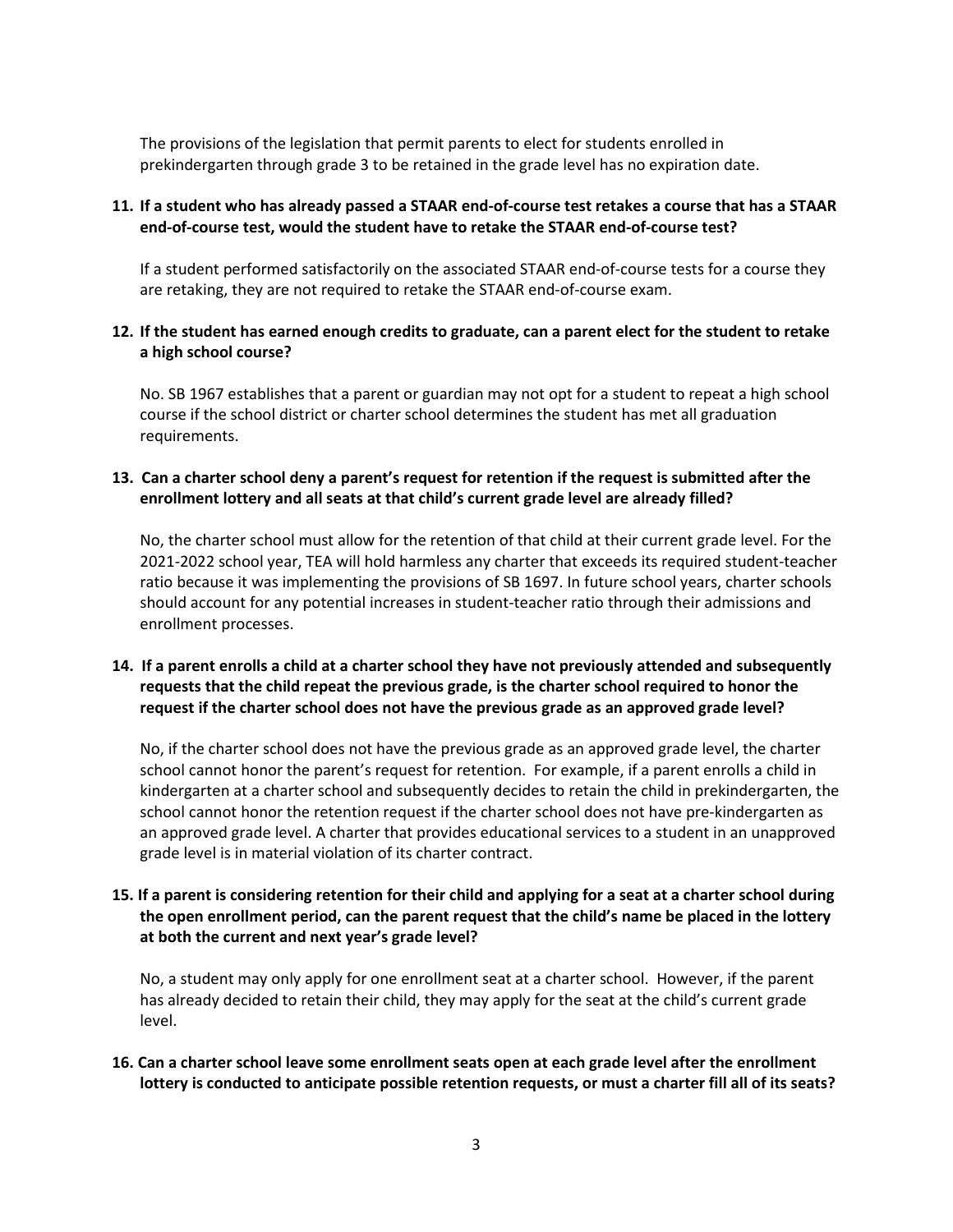The provisions of the legislation that permit parents to elect for students enrolled in prekindergarten through grade 3 to be retained in the grade level has no expiration date.

**11. If a student who has already passed a STAAR end-of-course test retakes a course that has a STAAR end-of-course test, would the student have to retake the STAAR end-of-course test?**

If a student performed satisfactorily on the associated STAAR end-of-course tests for a course they are retaking, they are not required to retake the STAAR end-of-course exam.

**12. If the student has earned enough credits to graduate, can a parent elect for the student to retake a high school course?**

No. SB 1967 establishes that a parent or guardian may not opt for a student to repeat a high school course if the school district or charter school determines the student has met all graduation requirements.

**13. Can a charter school deny a parent's request for retention if the request is submitted after the enrollment lottery and all seats at that child's current grade level are already filled?**

No, the charter school must allow for the retention of that child at their current grade level. For the 2021-2022 school year, TEA will hold harmless any charter that exceeds its required student-teacher ratio because it was implementing the provisions of SB 1697. In future school years, charter schools should account for any potential increases in student-teacher ratio through their admissions and enrollment processes.

**14. If a parent enrolls a child at a charter school they have not previously attended and subsequently requests that the child repeat the previous grade, is the charter school required to honor the request if the charter school does not have the previous grade as an approved grade level?**

No, if the charter school does not have the previous grade as an approved grade level, the charter school cannot honor the parent's request for retention. For example, if a parent enrolls a child in kindergarten at a charter school and subsequently decides to retain the child in prekindergarten, the school cannot honor the retention request if the charter school does not have pre-kindergarten as an approved grade level. A charter that provides educational services to a student in an unapproved grade level is in material violation of its charter contract.

**15. If a parent is considering retention for their child and applying for a seat at a charter school during the open enrollment period, can the parent request that the child's name be placed in the lottery at both the current and next year's grade level?**

No, a student may only apply for one enrollment seat at a charter school. However, if the parent has already decided to retain their child, they may apply for the seat at the child's current grade level.

**16. Can a charter school leave some enrollment seats open at each grade level after the enrollment lottery is conducted to anticipate possible retention requests, or must a charter fill all of its seats?**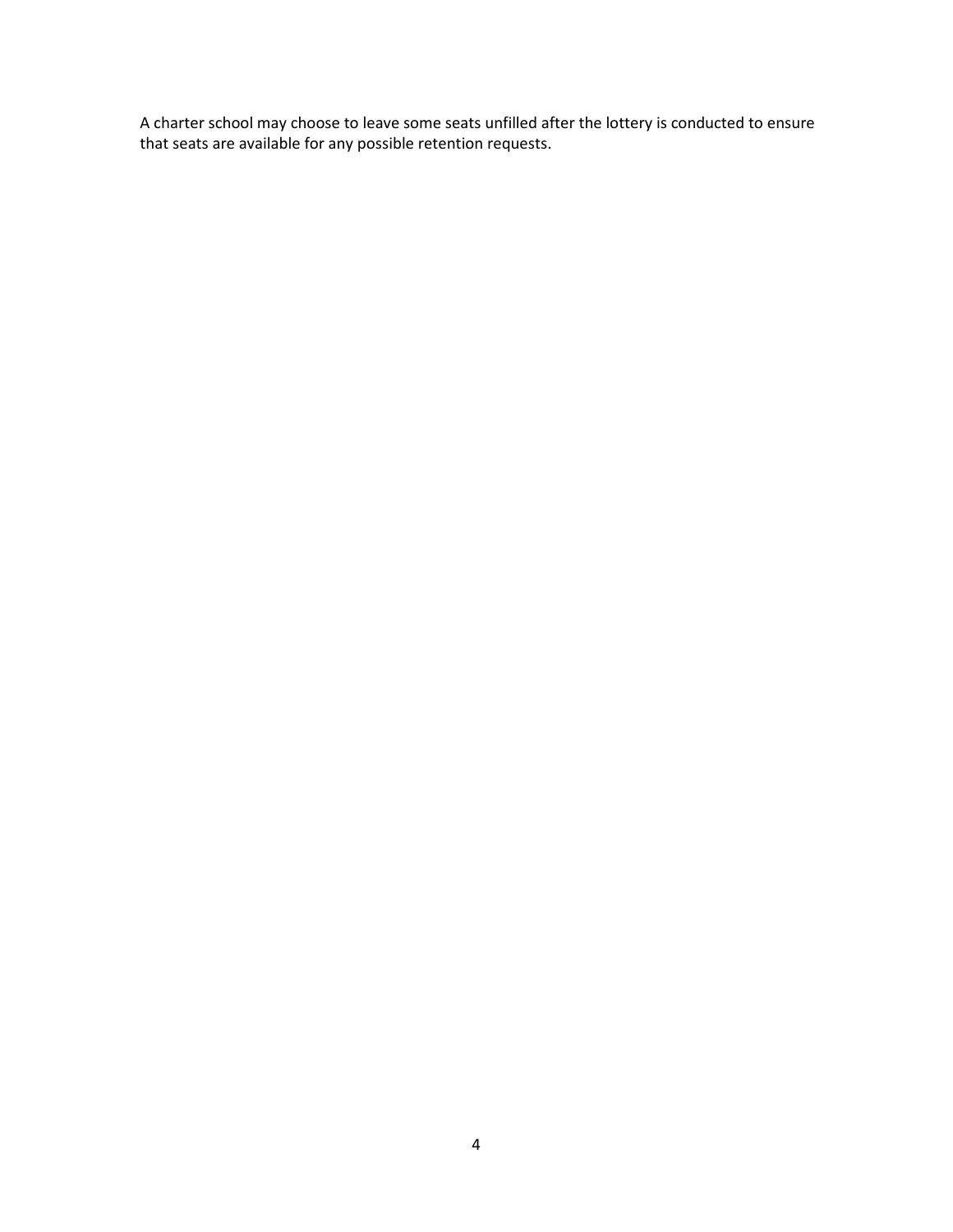A charter school may choose to leave some seats unfilled after the lottery is conducted to ensure that seats are available for any possible retention requests.